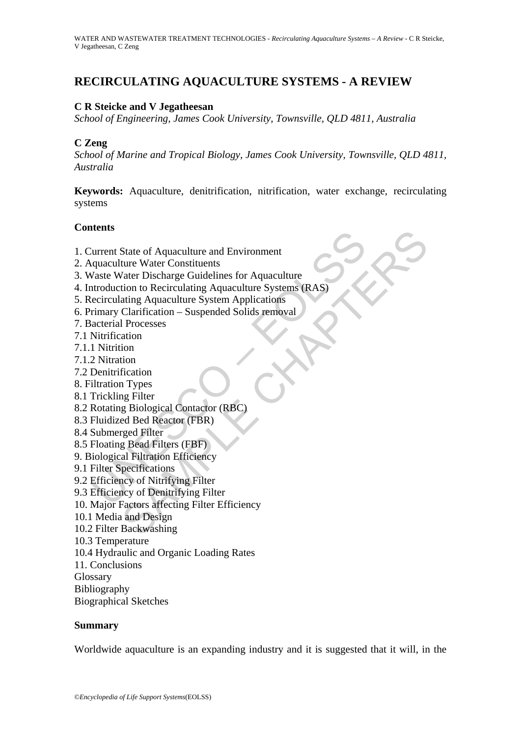# RECIRCULATING AQUACULTURE SYSTEMS - A REVIEW

**C R Steicke and V Jegatheesan**

*School of Engineering, James Cook University, Townsville, QLD 4811, Australia*

**C Zeng**

*School of Marine and Tropical Biology, James Cook University, Townsville, QLD 4811, Australia*

**Keywords:** Aquaculture, denitrification, nitrification, water exchange, recirculating systems

## Contents

1. Current State of Aquaculture and Environment
2. Aquaculture Water Constituents
3. Waste Water Discharge Guidelines for Aquaculture
4. Introduction to Recirculating Aquaculture Systems (RAS)
5. Recirculating Aquaculture System Applications
6. Primary Clarification – Suspended Solids removal
7. Bacterial Processes
7.1 Nitrification
7.1.1 Nitrition
7.1.2 Nitration
7.2 Denitrification
8. Filtration Types
8.1 Trickling Filter
8.2 Rotating Biological Contactor (RBC)
8.3 Fluidized Bed Reactor (FBR)
8.4 Submerged Filter
8.5 Floating Bead Filters (FBF)
9. Biological Filtration Efficiency
9.1 Filter Specifications
9.2 Efficiency of Nitrifying Filter
9.3 Efficiency of Denitrifying Filter
10. Major Factors affecting Filter Efficiency
10.1 Media and Design
10.2 Filter Backwashing
10.3 Temperature
10.4 Hydraulic and Organic Loading Rates
11. Conclusions
Glossary
Bibliography
Biographical Sketches

## Summary

Worldwide aquaculture is an expanding industry and it is suggested that it will, in the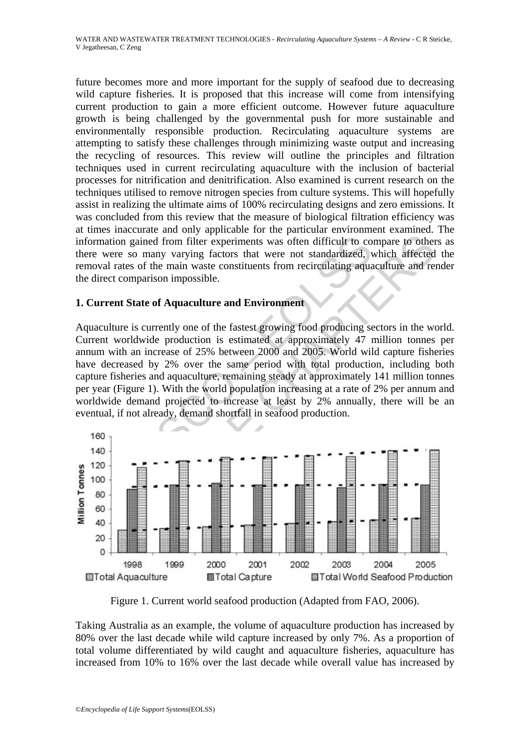future becomes more and more important for the supply of seafood due to decreasing wild capture fisheries. It is proposed that this increase will come from intensifying current production to gain a more efficient outcome. However future aquaculture growth is being challenged by the governmental push for more sustainable and environmentally responsible production. Recirculating aquaculture systems are attempting to satisfy these challenges through minimizing waste output and increasing the recycling of resources. This review will outline the principles and filtration techniques used in current recirculating aquaculture with the inclusion of bacterial processes for nitrification and denitrification. Also examined is current research on the techniques utilised to remove nitrogen species from culture systems. This will hopefully assist in realizing the ultimate aims of 100% recirculating designs and zero emissions. It was concluded from this review that the measure of biological filtration efficiency was at times inaccurate and only applicable for the particular environment examined. The information gained from filter experiments was often difficult to compare to others as there were so many varying factors that were not standardized, which affected the removal rates of the main waste constituents from recirculating aquaculture and render the direct comparison impossible.

## 1. Current State of Aquaculture and Environment

Aquaculture is currently one of the fastest growing food producing sectors in the world. Current worldwide production is estimated at approximately 47 million tonnes per annum with an increase of 25% between 2000 and 2005. World wild capture fisheries have decreased by 2% over the same period with total production, including both capture fisheries and aquaculture, remaining steady at approximately 141 million tonnes per year (Figure 1). With the world population increasing at a rate of 2% per annum and worldwide demand projected to increase at least by 2% annually, there will be an eventual, if not already, demand shortfall in seafood production.

Figure 1. Current world seafood production (Adapted from FAO, 2006).

Taking Australia as an example, the volume of aquaculture production has increased by 80% over the last decade while wild capture increased by only 7%. As a proportion of total volume differentiated by wild caught and aquaculture fisheries, aquaculture has increased from 10% to 16% over the last decade while overall value has increased by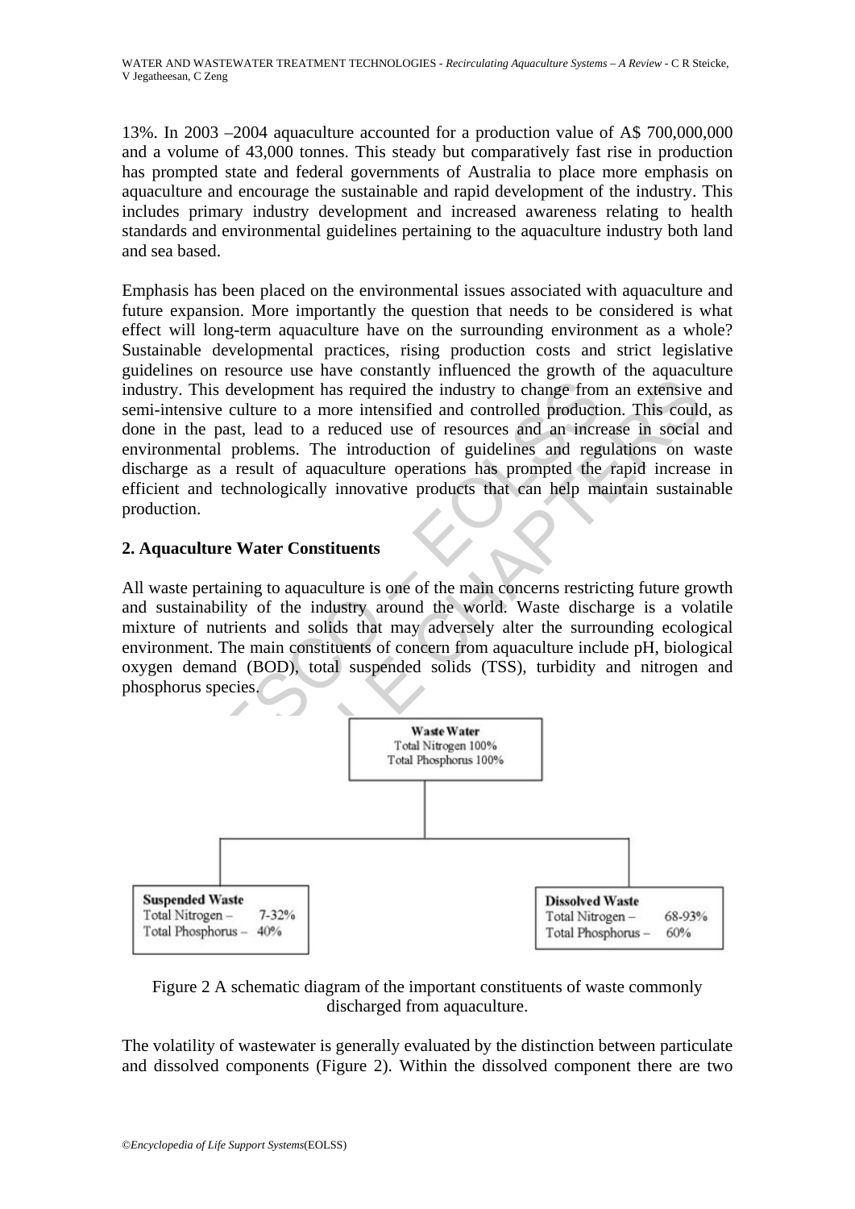13%. In 2003 –2004 aquaculture accounted for a production value of A$ 700,000,000 and a volume of 43,000 tonnes. This steady but comparatively fast rise in production has prompted state and federal governments of Australia to place more emphasis on aquaculture and encourage the sustainable and rapid development of the industry. This includes primary industry development and increased awareness relating to health standards and environmental guidelines pertaining to the aquaculture industry both land and sea based.

Emphasis has been placed on the environmental issues associated with aquaculture and future expansion. More importantly the question that needs to be considered is what effect will long-term aquaculture have on the surrounding environment as a whole? Sustainable developmental practices, rising production costs and strict legislative guidelines on resource use have constantly influenced the growth of the aquaculture industry. This development has required the industry to change from an extensive and semi-intensive culture to a more intensified and controlled production. This could, as done in the past, lead to a reduced use of resources and an increase in social and environmental problems. The introduction of guidelines and regulations on waste discharge as a result of aquaculture operations has prompted the rapid increase in efficient and technologically innovative products that can help maintain sustainable production.

## 2. Aquaculture Water Constituents

All waste pertaining to aquaculture is one of the main concerns restricting future growth and sustainability of the industry around the world. Waste discharge is a volatile mixture of nutrients and solids that may adversely alter the surrounding ecological environment. The main constituents of concern from aquaculture include pH, biological oxygen demand (BOD), total suspended solids (TSS), turbidity and nitrogen and phosphorus species.

**Waste Water**
Total Nitrogen 100%
Total Phosphorus 100%

**Suspended Waste**
Total Nitrogen – 7-32%
Total Phosphorus – 40%

**Dissolved Waste**
Total Nitrogen – 68-93%
Total Phosphorus – 60%

Figure 2 A schematic diagram of the important constituents of waste commonly discharged from aquaculture.

The volatility of wastewater is generally evaluated by the distinction between particulate and dissolved components (Figure 2). Within the dissolved component there are two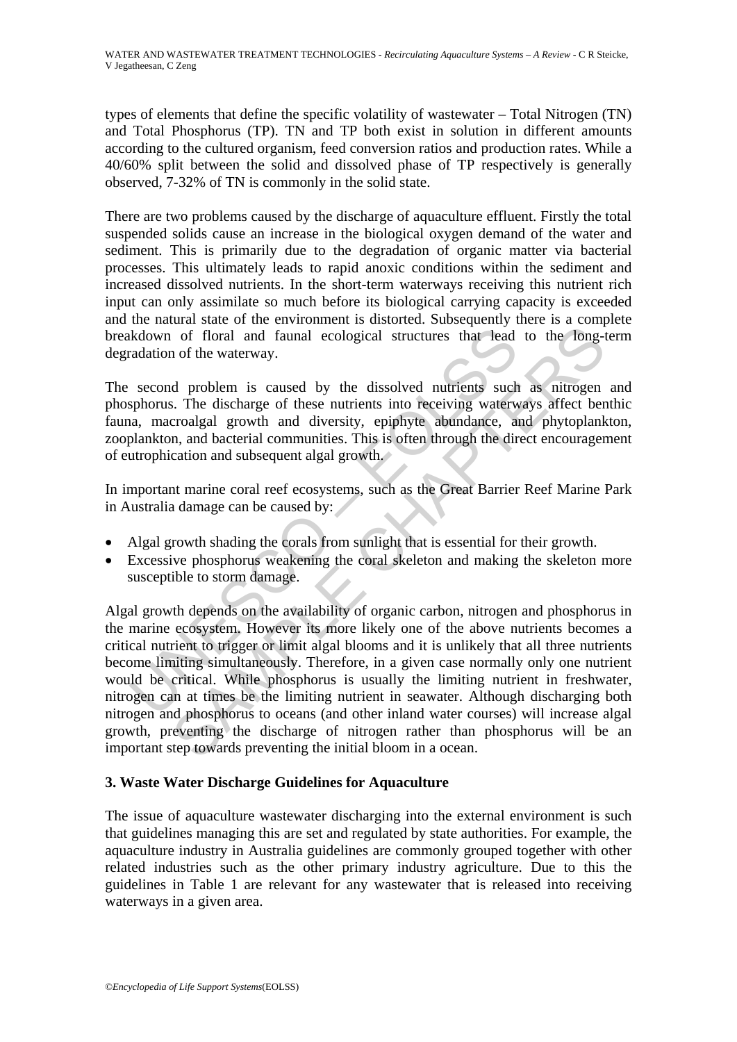types of elements that define the specific volatility of wastewater – Total Nitrogen (TN) and Total Phosphorus (TP). TN and TP both exist in solution in different amounts according to the cultured organism, feed conversion ratios and production rates. While a 40/60% split between the solid and dissolved phase of TP respectively is generally observed, 7-32% of TN is commonly in the solid state.

There are two problems caused by the discharge of aquaculture effluent. Firstly the total suspended solids cause an increase in the biological oxygen demand of the water and sediment. This is primarily due to the degradation of organic matter via bacterial processes. This ultimately leads to rapid anoxic conditions within the sediment and increased dissolved nutrients. In the short-term waterways receiving this nutrient rich input can only assimilate so much before its biological carrying capacity is exceeded and the natural state of the environment is distorted. Subsequently there is a complete breakdown of floral and faunal ecological structures that lead to the long-term degradation of the waterway.

The second problem is caused by the dissolved nutrients such as nitrogen and phosphorus. The discharge of these nutrients into receiving waterways affect benthic fauna, macroalgal growth and diversity, epiphyte abundance, and phytoplankton, zooplankton, and bacterial communities. This is often through the direct encouragement of eutrophication and subsequent algal growth.

In important marine coral reef ecosystems, such as the Great Barrier Reef Marine Park in Australia damage can be caused by:

- Algal growth shading the corals from sunlight that is essential for their growth.
- Excessive phosphorus weakening the coral skeleton and making the skeleton more susceptible to storm damage.

Algal growth depends on the availability of organic carbon, nitrogen and phosphorus in the marine ecosystem. However its more likely one of the above nutrients becomes a critical nutrient to trigger or limit algal blooms and it is unlikely that all three nutrients become limiting simultaneously. Therefore, in a given case normally only one nutrient would be critical. While phosphorus is usually the limiting nutrient in freshwater, nitrogen can at times be the limiting nutrient in seawater. Although discharging both nitrogen and phosphorus to oceans (and other inland water courses) will increase algal growth, preventing the discharge of nitrogen rather than phosphorus will be an important step towards preventing the initial bloom in a ocean.

## 3. Waste Water Discharge Guidelines for Aquaculture

The issue of aquaculture wastewater discharging into the external environment is such that guidelines managing this are set and regulated by state authorities. For example, the aquaculture industry in Australia guidelines are commonly grouped together with other related industries such as the other primary industry agriculture. Due to this the guidelines in Table 1 are relevant for any wastewater that is released into receiving waterways in a given area.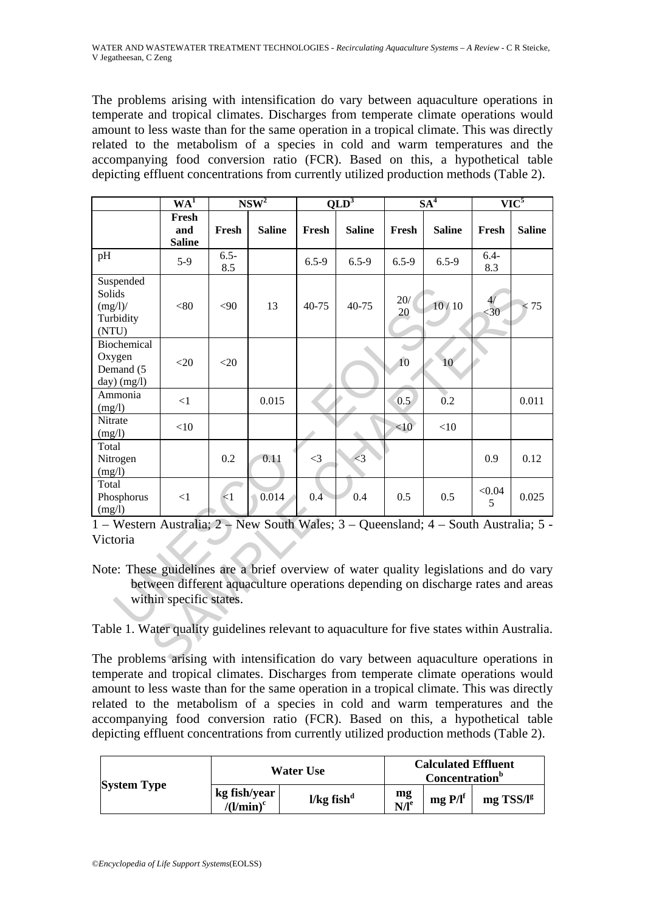The problems arising with intensification do vary between aquaculture operations in temperate and tropical climates. Discharges from temperate climate operations would amount to less waste than for the same operation in a tropical climate. This was directly related to the metabolism of a species in cold and warm temperatures and the accompanying food conversion ratio (FCR). Based on this, a hypothetical table depicting effluent concentrations from currently utilized production methods (Table 2).

| | WA[1] | NSW[2] | | QLD[3] | | SA[4] | | VIC[5] | |
|---|---|---|---|---|---|---|---|---|---|
| | Fresh and Saline | Fresh | Saline | Fresh | Saline | Fresh | Saline | Fresh | Saline |
| pH | 5-9 | 6.5-8.5 | | 6.5-9 | 6.5-9 | 6.5-9 | 6.5-9 | 6.4-8.3 | |
| Suspended Solids (mg/l)/ Turbidity (NTU) | <80 | <90 | 13 | 40-75 | 40-75 | 20/ 20 | 10 / 10 | 4/ <30 | < 75 |
| Biochemical Oxygen Demand (5 day) (mg/l) | <20 | <20 | | | | 10 | 10 | | |
| Ammonia (mg/l) | <1 | | 0.015 | | | 0.5 | 0.2 | | 0.011 |
| Nitrate (mg/l) | <10 | | | | | <10 | <10 | | |
| Total Nitrogen (mg/l) | | 0.2 | 0.11 | <3 | <3 | | | 0.9 | 0.12 |
| Total Phosphorus (mg/l) | <1 | <1 | 0.014 | 0.4 | 0.4 | 0.5 | 0.5 | <0.045 | 0.025 |

1 – Western Australia; 2 – New South Wales; 3 – Queensland; 4 – South Australia; 5 - Victoria

Note: These guidelines are a brief overview of water quality legislations and do vary between different aquaculture operations depending on discharge rates and areas within specific states.

Table 1. Water quality guidelines relevant to aquaculture for five states within Australia.

The problems arising with intensification do vary between aquaculture operations in temperate and tropical climates. Discharges from temperate climate operations would amount to less waste than for the same operation in a tropical climate. This was directly related to the metabolism of a species in cold and warm temperatures and the accompanying food conversion ratio (FCR). Based on this, a hypothetical table depicting effluent concentrations from currently utilized production methods (Table 2).

| System Type | Water Use | | Calculated Effluent Concentration[b] | | |
|---|---|---|---|---|---|
| | kg fish/year /(l/min)[c] | l/kg fish[d] | mg N/l[e] | mg P/l[f] | mg TSS/l[g] |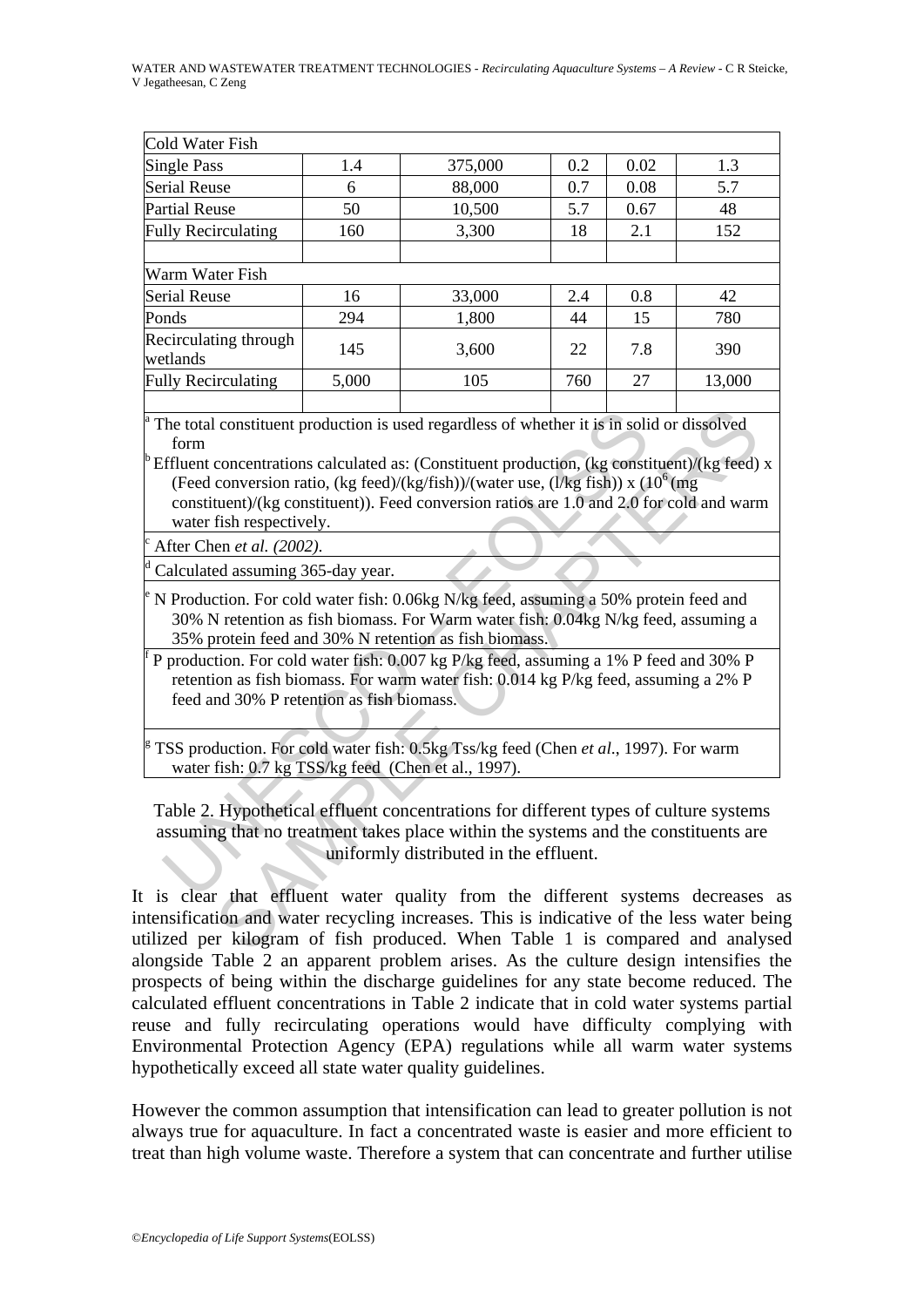| | | | | | |
|---|---|---|---|---|---|
| Cold Water Fish | | | | | |
| Single Pass | 1.4 | 375,000 | 0.2 | 0.02 | 1.3 |
| Serial Reuse | 6 | 88,000 | 0.7 | 0.08 | 5.7 |
| Partial Reuse | 50 | 10,500 | 5.7 | 0.67 | 48 |
| Fully Recirculating | 160 | 3,300 | 18 | 2.1 | 152 |
| | | | | | |
| Warm Water Fish | | | | | |
| Serial Reuse | 16 | 33,000 | 2.4 | 0.8 | 42 |
| Ponds | 294 | 1,800 | 44 | 15 | 780 |
| Recirculating through wetlands | 145 | 3,600 | 22 | 7.8 | 390 |
| Fully Recirculating | 5,000 | 105 | 760 | 27 | 13,000 |
| | | | | | |

[a] The total constituent production is used regardless of whether it is in solid or dissolved form

[b] Effluent concentrations calculated as: (Constituent production, (kg constituent)/(kg feed) x (Feed conversion ratio, (kg feed)/(kg/fish))/(water use, (l/kg fish)) x ($10^6$ (mg constituent)/(kg constituent)). Feed conversion ratios are 1.0 and 2.0 for cold and warm water fish respectively.

[c] After Chen *et al. (2002)*.

[d] Calculated assuming 365-day year.

[e] N Production. For cold water fish: 0.06kg N/kg feed, assuming a 50% protein feed and 30% N retention as fish biomass. For Warm water fish: 0.04kg N/kg feed, assuming a 35% protein feed and 30% N retention as fish biomass.

[f] P production. For cold water fish: 0.007 kg P/kg feed, assuming a 1% P feed and 30% P retention as fish biomass. For warm water fish: 0.014 kg P/kg feed, assuming a 2% P feed and 30% P retention as fish biomass.

[g] TSS production. For cold water fish: 0.5kg Tss/kg feed (Chen *et al.*, 1997). For warm water fish: 0.7 kg TSS/kg feed (Chen et al., 1997).

Table 2. Hypothetical effluent concentrations for different types of culture systems assuming that no treatment takes place within the systems and the constituents are uniformly distributed in the effluent.

It is clear that effluent water quality from the different systems decreases as intensification and water recycling increases. This is indicative of the less water being utilized per kilogram of fish produced. When Table 1 is compared and analysed alongside Table 2 an apparent problem arises. As the culture design intensifies the prospects of being within the discharge guidelines for any state become reduced. The calculated effluent concentrations in Table 2 indicate that in cold water systems partial reuse and fully recirculating operations would have difficulty complying with Environmental Protection Agency (EPA) regulations while all warm water systems hypothetically exceed all state water quality guidelines.

However the common assumption that intensification can lead to greater pollution is not always true for aquaculture. In fact a concentrated waste is easier and more efficient to treat than high volume waste. Therefore a system that can concentrate and further utilise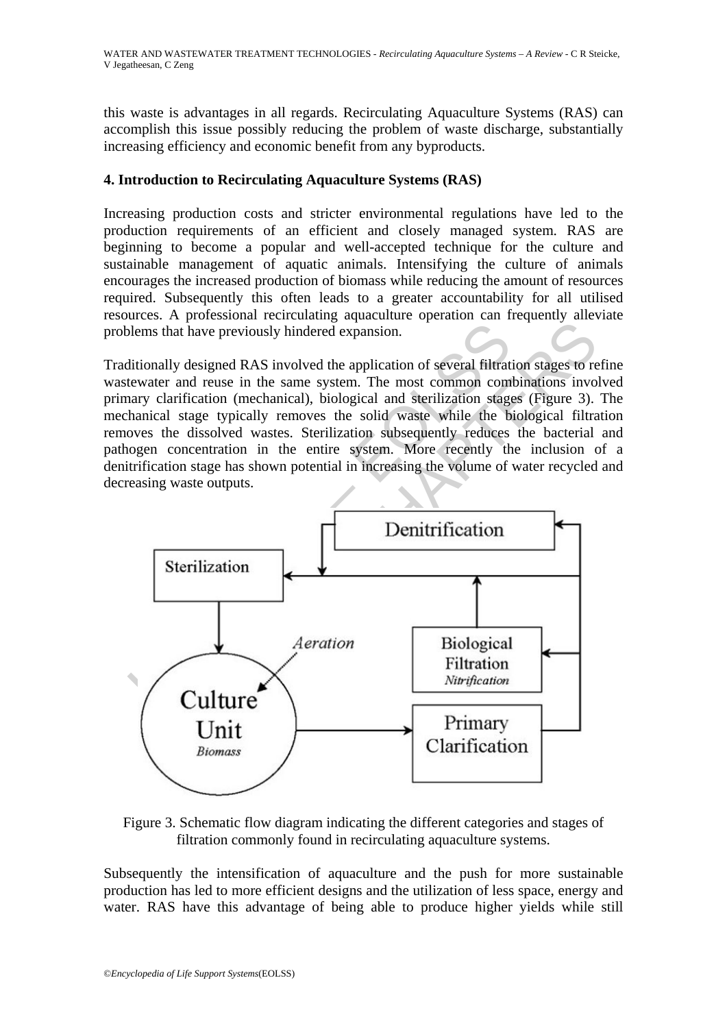this waste is advantages in all regards. Recirculating Aquaculture Systems (RAS) can accomplish this issue possibly reducing the problem of waste discharge, substantially increasing efficiency and economic benefit from any byproducts.

## 4. Introduction to Recirculating Aquaculture Systems (RAS)

Increasing production costs and stricter environmental regulations have led to the production requirements of an efficient and closely managed system. RAS are beginning to become a popular and well-accepted technique for the culture and sustainable management of aquatic animals. Intensifying the culture of animals encourages the increased production of biomass while reducing the amount of resources required. Subsequently this often leads to a greater accountability for all utilised resources. A professional recirculating aquaculture operation can frequently alleviate problems that have previously hindered expansion.

Traditionally designed RAS involved the application of several filtration stages to refine wastewater and reuse in the same system. The most common combinations involved primary clarification (mechanical), biological and sterilization stages (Figure 3). The mechanical stage typically removes the solid waste while the biological filtration removes the dissolved wastes. Sterilization subsequently reduces the bacterial and pathogen concentration in the entire system. More recently the inclusion of a denitrification stage has shown potential in increasing the volume of water recycled and decreasing waste outputs.

Figure 3. Schematic flow diagram indicating the different categories and stages of filtration commonly found in recirculating aquaculture systems.

Subsequently the intensification of aquaculture and the push for more sustainable production has led to more efficient designs and the utilization of less space, energy and water. RAS have this advantage of being able to produce higher yields while still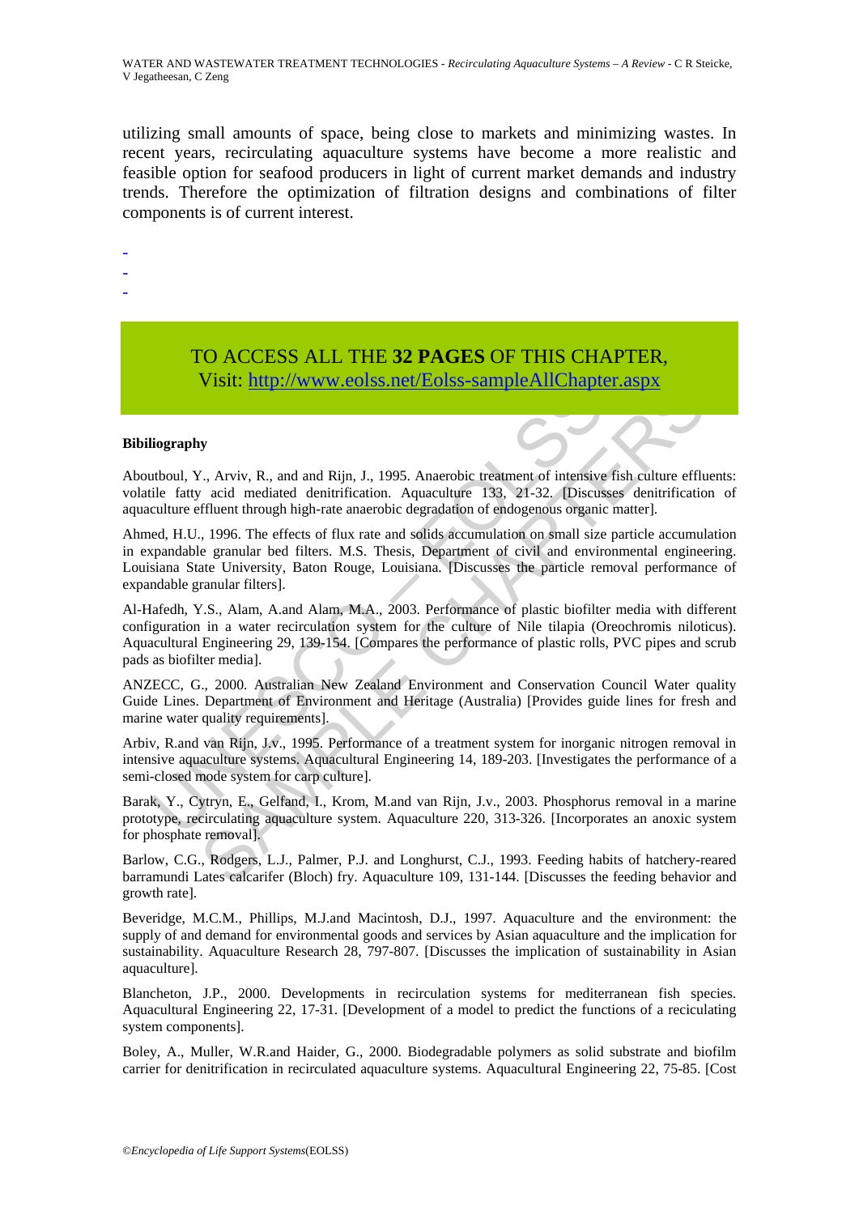utilizing small amounts of space, being close to markets and minimizing wastes. In recent years, recirculating aquaculture systems have become a more realistic and feasible option for seafood producers in light of current market demands and industry trends. Therefore the optimization of filtration designs and combinations of filter components is of current interest.

-
-
-

TO ACCESS ALL THE **32 PAGES** OF THIS CHAPTER,
Visit: http://www.eolss.net/Eolss-sampleAllChapter.aspx

**Bibiliography**

Aboutboul, Y., Arviv, R., and and Rijn, J., 1995. Anaerobic treatment of intensive fish culture effluents: volatile fatty acid mediated denitrification. Aquaculture 133, 21-32. [Discusses denitrification of aquaculture effluent through high-rate anaerobic degradation of endogenous organic matter].

Ahmed, H.U., 1996. The effects of flux rate and solids accumulation on small size particle accumulation in expandable granular bed filters. M.S. Thesis, Department of civil and environmental engineering. Louisiana State University, Baton Rouge, Louisiana. [Discusses the particle removal performance of expandable granular filters].

Al-Hafedh, Y.S., Alam, A.and Alam, M.A., 2003. Performance of plastic biofilter media with different configuration in a water recirculation system for the culture of Nile tilapia (Oreochromis niloticus). Aquacultural Engineering 29, 139-154. [Compares the performance of plastic rolls, PVC pipes and scrub pads as biofilter media].

ANZECC, G., 2000. Australian New Zealand Environment and Conservation Council Water quality Guide Lines. Department of Environment and Heritage (Australia) [Provides guide lines for fresh and marine water quality requirements].

Arbiv, R.and van Rijn, J.v., 1995. Performance of a treatment system for inorganic nitrogen removal in intensive aquaculture systems. Aquacultural Engineering 14, 189-203. [Investigates the performance of a semi-closed mode system for carp culture].

Barak, Y., Cytryn, E., Gelfand, I., Krom, M.and van Rijn, J.v., 2003. Phosphorus removal in a marine prototype, recirculating aquaculture system. Aquaculture 220, 313-326. [Incorporates an anoxic system for phosphate removal].

Barlow, C.G., Rodgers, L.J., Palmer, P.J. and Longhurst, C.J., 1993. Feeding habits of hatchery-reared barramundi Lates calcarifer (Bloch) fry. Aquaculture 109, 131-144. [Discusses the feeding behavior and growth rate].

Beveridge, M.C.M., Phillips, M.J.and Macintosh, D.J., 1997. Aquaculture and the environment: the supply of and demand for environmental goods and services by Asian aquaculture and the implication for sustainability. Aquaculture Research 28, 797-807. [Discusses the implication of sustainability in Asian aquaculture].

Blancheton, J.P., 2000. Developments in recirculation systems for mediterranean fish species. Aquacultural Engineering 22, 17-31. [Development of a model to predict the functions of a reciculating system components].

Boley, A., Muller, W.R.and Haider, G., 2000. Biodegradable polymers as solid substrate and biofilm carrier for denitrification in recirculated aquaculture systems. Aquacultural Engineering 22, 75-85. [Cost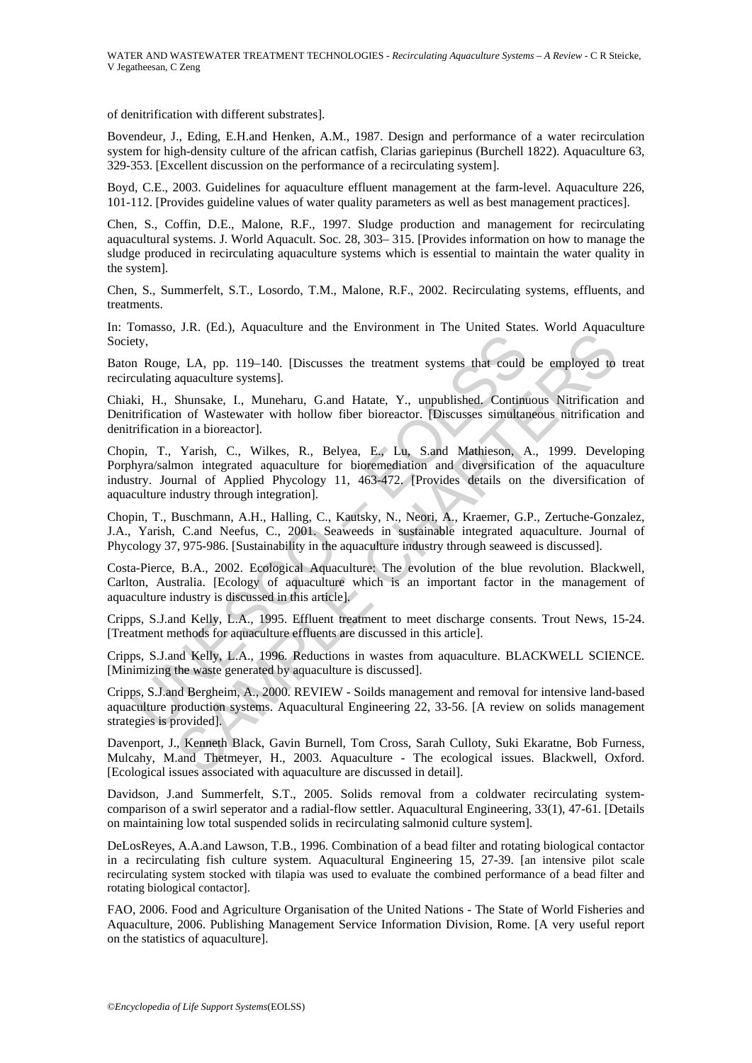of denitrification with different substrates].

Bovendeur, J., Eding, E.H.and Henken, A.M., 1987. Design and performance of a water recirculation system for high-density culture of the african catfish, Clarias gariepinus (Burchell 1822). Aquaculture 63, 329-353. [Excellent discussion on the performance of a recirculating system].

Boyd, C.E., 2003. Guidelines for aquaculture effluent management at the farm-level. Aquaculture 226, 101-112. [Provides guideline values of water quality parameters as well as best management practices].

Chen, S., Coffin, D.E., Malone, R.F., 1997. Sludge production and management for recirculating aquacultural systems. J. World Aquacult. Soc. 28, 303– 315. [Provides information on how to manage the sludge produced in recirculating aquaculture systems which is essential to maintain the water quality in the system].

Chen, S., Summerfelt, S.T., Losordo, T.M., Malone, R.F., 2002. Recirculating systems, effluents, and treatments.

In: Tomasso, J.R. (Ed.), Aquaculture and the Environment in The United States. World Aquaculture Society,

Baton Rouge, LA, pp. 119–140. [Discusses the treatment systems that could be employed to treat recirculating aquaculture systems].

Chiaki, H., Shunsake, I., Muneharu, G.and Hatate, Y., unpublished. Continuous Nitrification and Denitrification of Wastewater with hollow fiber bioreactor. [Discusses simultaneous nitrification and denitrification in a bioreactor].

Chopin, T., Yarish, C., Wilkes, R., Belyea, E., Lu, S.and Mathieson, A., 1999. Developing Porphyra/salmon integrated aquaculture for bioremediation and diversification of the aquaculture industry. Journal of Applied Phycology 11, 463-472. [Provides details on the diversification of aquaculture industry through integration].

Chopin, T., Buschmann, A.H., Halling, C., Kautsky, N., Neori, A., Kraemer, G.P., Zertuche-Gonzalez, J.A., Yarish, C.and Neefus, C., 2001. Seaweeds in sustainable integrated aquaculture. Journal of Phycology 37, 975-986. [Sustainability in the aquaculture industry through seaweed is discussed].

Costa-Pierce, B.A., 2002. Ecological Aquaculture: The evolution of the blue revolution. Blackwell, Carlton, Australia. [Ecology of aquaculture which is an important factor in the management of aquaculture industry is discussed in this article].

Cripps, S.J.and Kelly, L.A., 1995. Effluent treatment to meet discharge consents. Trout News, 15-24. [Treatment methods for aquaculture effluents are discussed in this article].

Cripps, S.J.and Kelly, L.A., 1996. Reductions in wastes from aquaculture. BLACKWELL SCIENCE. [Minimizing the waste generated by aquaculture is discussed].

Cripps, S.J.and Bergheim, A., 2000. REVIEW - Soilds management and removal for intensive land-based aquaculture production systems. Aquacultural Engineering 22, 33-56. [A review on solids management strategies is provided].

Davenport, J., Kenneth Black, Gavin Burnell, Tom Cross, Sarah Culloty, Suki Ekaratne, Bob Furness, Mulcahy, M.and Thetmeyer, H., 2003. Aquaculture - The ecological issues. Blackwell, Oxford. [Ecological issues associated with aquaculture are discussed in detail].

Davidson, J.and Summerfelt, S.T., 2005. Solids removal from a coldwater recirculating system-comparison of a swirl seperator and a radial-flow settler. Aquacultural Engineering, 33(1), 47-61. [Details on maintaining low total suspended solids in recirculating salmonid culture system].

DeLosReyes, A.A.and Lawson, T.B., 1996. Combination of a bead filter and rotating biological contactor in a recirculating fish culture system. Aquacultural Engineering 15, 27-39. [an intensive pilot scale recirculating system stocked with tilapia was used to evaluate the combined performance of a bead filter and rotating biological contactor].

FAO, 2006. Food and Agriculture Organisation of the United Nations - The State of World Fisheries and Aquaculture, 2006. Publishing Management Service Information Division, Rome. [A very useful report on the statistics of aquaculture].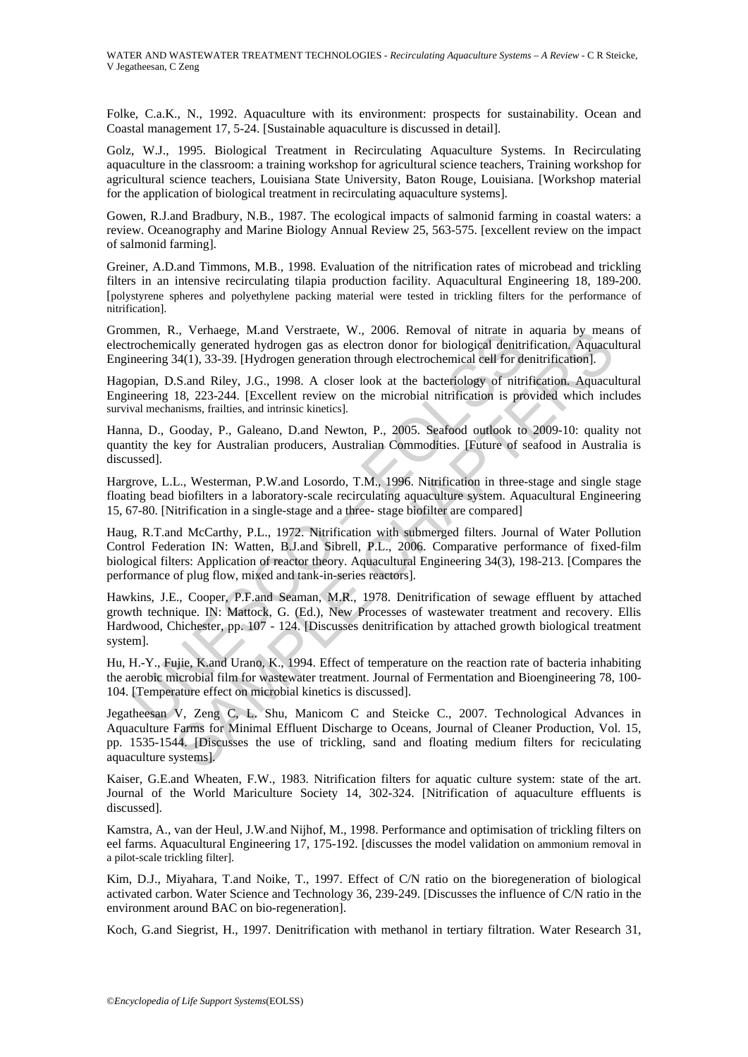Folke, C.a.K., N., 1992. Aquaculture with its environment: prospects for sustainability. Ocean and Coastal management 17, 5-24. [Sustainable aquaculture is discussed in detail].

Golz, W.J., 1995. Biological Treatment in Recirculating Aquaculture Systems. In Recirculating aquaculture in the classroom: a training workshop for agricultural science teachers, Training workshop for agricultural science teachers, Louisiana State University, Baton Rouge, Louisiana. [Workshop material for the application of biological treatment in recirculating aquaculture systems].

Gowen, R.J.and Bradbury, N.B., 1987. The ecological impacts of salmonid farming in coastal waters: a review. Oceanography and Marine Biology Annual Review 25, 563-575. [excellent review on the impact of salmonid farming].

Greiner, A.D.and Timmons, M.B., 1998. Evaluation of the nitrification rates of microbead and trickling filters in an intensive recirculating tilapia production facility. Aquacultural Engineering 18, 189-200. [polystyrene spheres and polyethylene packing material were tested in trickling filters for the performance of nitrification].

Grommen, R., Verhaege, M.and Verstraete, W., 2006. Removal of nitrate in aquaria by means of electrochemically generated hydrogen gas as electron donor for biological denitrification. Aquacultural Engineering 34(1), 33-39. [Hydrogen generation through electrochemical cell for denitrification].

Hagopian, D.S.and Riley, J.G., 1998. A closer look at the bacteriology of nitrification. Aquacultural Engineering 18, 223-244. [Excellent review on the microbial nitrification is provided which includes survival mechanisms, frailties, and intrinsic kinetics].

Hanna, D., Gooday, P., Galeano, D.and Newton, P., 2005. Seafood outlook to 2009-10: quality not quantity the key for Australian producers, Australian Commodities. [Future of seafood in Australia is discussed].

Hargrove, L.L., Westerman, P.W.and Losordo, T.M., 1996. Nitrification in three-stage and single stage floating bead biofilters in a laboratory-scale recirculating aquaculture system. Aquacultural Engineering 15, 67-80. [Nitrification in a single-stage and a three- stage biofilter are compared]

Haug, R.T.and McCarthy, P.L., 1972. Nitrification with submerged filters. Journal of Water Pollution Control Federation IN: Watten, B.J.and Sibrell, P.L., 2006. Comparative performance of fixed-film biological filters: Application of reactor theory. Aquacultural Engineering 34(3), 198-213. [Compares the performance of plug flow, mixed and tank-in-series reactors].

Hawkins, J.E., Cooper, P.F.and Seaman, M.R., 1978. Denitrification of sewage effluent by attached growth technique. IN: Mattock, G. (Ed.), New Processes of wastewater treatment and recovery. Ellis Hardwood, Chichester, pp. 107 - 124. [Discusses denitrification by attached growth biological treatment system].

Hu, H.-Y., Fujie, K.and Urano, K., 1994. Effect of temperature on the reaction rate of bacteria inhabiting the aerobic microbial film for wastewater treatment. Journal of Fermentation and Bioengineering 78, 100-104. [Temperature effect on microbial kinetics is discussed].

Jegatheesan V, Zeng C, L. Shu, Manicom C and Steicke C., 2007. Technological Advances in Aquaculture Farms for Minimal Effluent Discharge to Oceans, Journal of Cleaner Production, Vol. 15, pp. 1535-1544. [Discusses the use of trickling, sand and floating medium filters for reciculating aquaculture systems].

Kaiser, G.E.and Wheaten, F.W., 1983. Nitrification filters for aquatic culture system: state of the art. Journal of the World Mariculture Society 14, 302-324. [Nitrification of aquaculture effluents is discussed].

Kamstra, A., van der Heul, J.W.and Nijhof, M., 1998. Performance and optimisation of trickling filters on eel farms. Aquacultural Engineering 17, 175-192. [discusses the model validation on ammonium removal in a pilot-scale trickling filter].

Kim, D.J., Miyahara, T.and Noike, T., 1997. Effect of C/N ratio on the bioregeneration of biological activated carbon. Water Science and Technology 36, 239-249. [Discusses the influence of C/N ratio in the environment around BAC on bio-regeneration].

Koch, G.and Siegrist, H., 1997. Denitrification with methanol in tertiary filtration. Water Research 31,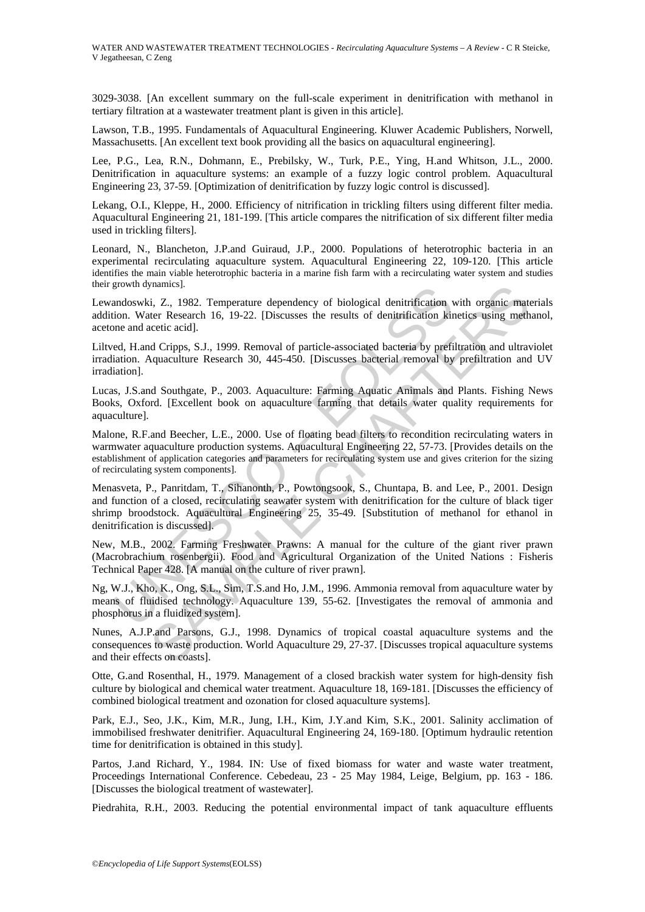3029-3038. [An excellent summary on the full-scale experiment in denitrification with methanol in tertiary filtration at a wastewater treatment plant is given in this article].

Lawson, T.B., 1995. Fundamentals of Aquacultural Engineering. Kluwer Academic Publishers, Norwell, Massachusetts. [An excellent text book providing all the basics on aquacultural engineering].

Lee, P.G., Lea, R.N., Dohmann, E., Prebilsky, W., Turk, P.E., Ying, H.and Whitson, J.L., 2000. Denitrification in aquaculture systems: an example of a fuzzy logic control problem. Aquacultural Engineering 23, 37-59. [Optimization of denitrification by fuzzy logic control is discussed].

Lekang, O.I., Kleppe, H., 2000. Efficiency of nitrification in trickling filters using different filter media. Aquacultural Engineering 21, 181-199. [This article compares the nitrification of six different filter media used in trickling filters].

Leonard, N., Blancheton, J.P.and Guiraud, J.P., 2000. Populations of heterotrophic bacteria in an experimental recirculating aquaculture system. Aquacultural Engineering 22, 109-120. [This article identifies the main viable heterotrophic bacteria in a marine fish farm with a recirculating water system and studies their growth dynamics].

Lewandoswki, Z., 1982. Temperature dependency of biological denitrification with organic materials addition. Water Research 16, 19-22. [Discusses the results of denitrification kinetics using methanol, acetone and acetic acid].

Liltved, H.and Cripps, S.J., 1999. Removal of particle-associated bacteria by prefiltration and ultraviolet irradiation. Aquaculture Research 30, 445-450. [Discusses bacterial removal by prefiltration and UV irradiation].

Lucas, J.S.and Southgate, P., 2003. Aquaculture: Farming Aquatic Animals and Plants. Fishing News Books, Oxford. [Excellent book on aquaculture farming that details water quality requirements for aquaculture].

Malone, R.F.and Beecher, L.E., 2000. Use of floating bead filters to recondition recirculating waters in warmwater aquaculture production systems. Aquacultural Engineering 22, 57-73. [Provides details on the establishment of application categories and parameters for recirculating system use and gives criterion for the sizing of recirculating system components].

Menasveta, P., Panritdam, T., Sihanonth, P., Powtongsook, S., Chuntapa, B. and Lee, P., 2001. Design and function of a closed, recirculating seawater system with denitrification for the culture of black tiger shrimp broodstock. Aquacultural Engineering 25, 35-49. [Substitution of methanol for ethanol in denitrification is discussed].

New, M.B., 2002. Farming Freshwater Prawns: A manual for the culture of the giant river prawn (Macrobrachium rosenbergii). Food and Agricultural Organization of the United Nations : Fisheris Technical Paper 428. [A manual on the culture of river prawn].

Ng, W.J., Kho, K., Ong, S.L., Sim, T.S.and Ho, J.M., 1996. Ammonia removal from aquaculture water by means of fluidised technology. Aquaculture 139, 55-62. [Investigates the removal of ammonia and phosphorus in a fluidized system].

Nunes, A.J.P.and Parsons, G.J., 1998. Dynamics of tropical coastal aquaculture systems and the consequences to waste production. World Aquaculture 29, 27-37. [Discusses tropical aquaculture systems and their effects on coasts].

Otte, G.and Rosenthal, H., 1979. Management of a closed brackish water system for high-density fish culture by biological and chemical water treatment. Aquaculture 18, 169-181. [Discusses the efficiency of combined biological treatment and ozonation for closed aquaculture systems].

Park, E.J., Seo, J.K., Kim, M.R., Jung, I.H., Kim, J.Y.and Kim, S.K., 2001. Salinity acclimation of immobilised freshwater denitrifier. Aquacultural Engineering 24, 169-180. [Optimum hydraulic retention time for denitrification is obtained in this study].

Partos, J.and Richard, Y., 1984. IN: Use of fixed biomass for water and waste water treatment, Proceedings International Conference. Cebedeau, 23 - 25 May 1984, Leige, Belgium, pp. 163 - 186. [Discusses the biological treatment of wastewater].

Piedrahita, R.H., 2003. Reducing the potential environmental impact of tank aquaculture effluents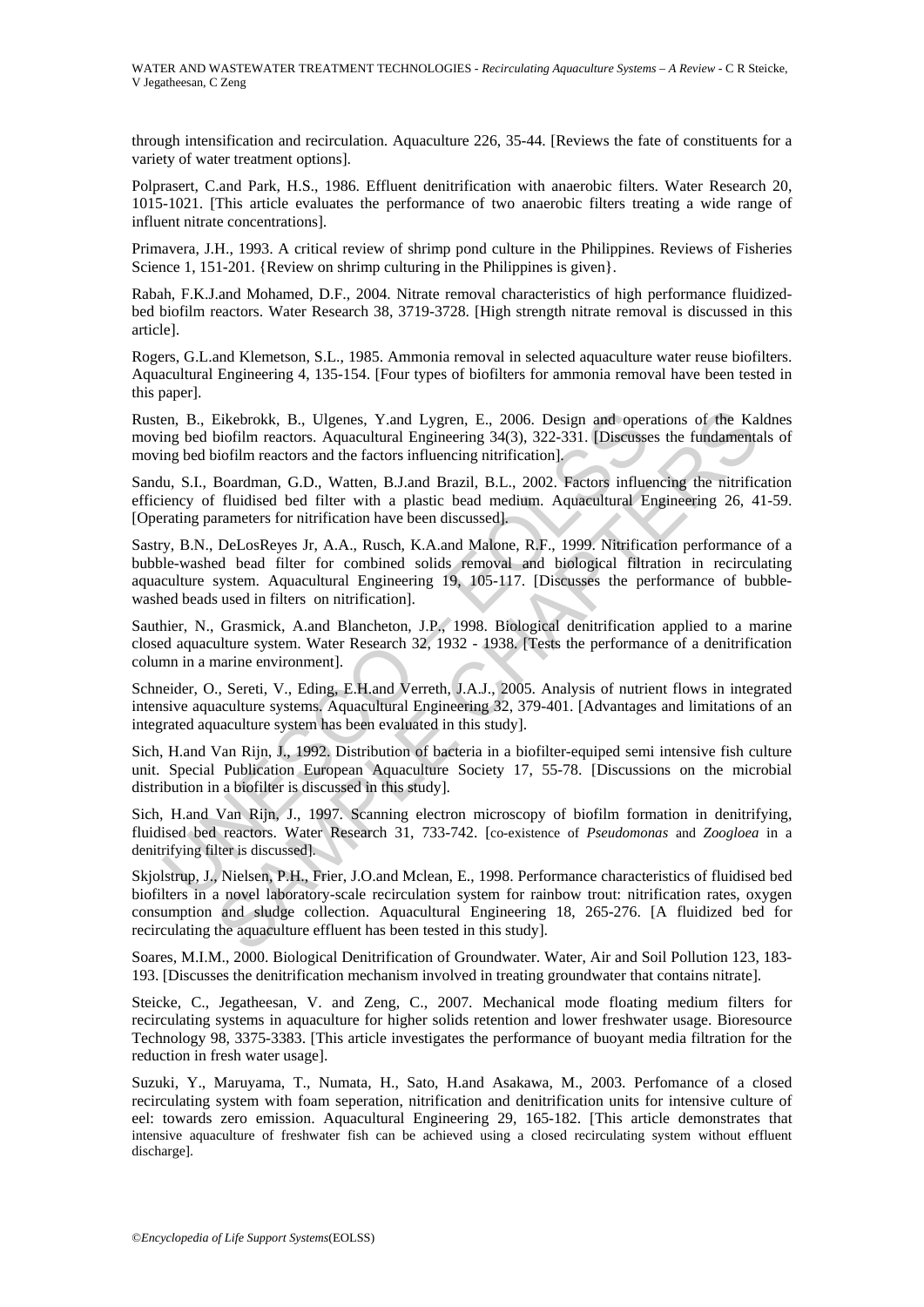through intensification and recirculation. Aquaculture 226, 35-44. [Reviews the fate of constituents for a variety of water treatment options].

Polprasert, C.and Park, H.S., 1986. Effluent denitrification with anaerobic filters. Water Research 20, 1015-1021. [This article evaluates the performance of two anaerobic filters treating a wide range of influent nitrate concentrations].

Primavera, J.H., 1993. A critical review of shrimp pond culture in the Philippines. Reviews of Fisheries Science 1, 151-201. {Review on shrimp culturing in the Philippines is given}.

Rabah, F.K.J.and Mohamed, D.F., 2004. Nitrate removal characteristics of high performance fluidized-bed biofilm reactors. Water Research 38, 3719-3728. [High strength nitrate removal is discussed in this article].

Rogers, G.L.and Klemetson, S.L., 1985. Ammonia removal in selected aquaculture water reuse biofilters. Aquacultural Engineering 4, 135-154. [Four types of biofilters for ammonia removal have been tested in this paper].

Rusten, B., Eikebrokk, B., Ulgenes, Y.and Lygren, E., 2006. Design and operations of the Kaldnes moving bed biofilm reactors. Aquacultural Engineering 34(3), 322-331. [Discusses the fundamentals of moving bed biofilm reactors and the factors influencing nitrification].

Sandu, S.I., Boardman, G.D., Watten, B.J.and Brazil, B.L., 2002. Factors influencing the nitrification efficiency of fluidised bed filter with a plastic bead medium. Aquacultural Engineering 26, 41-59. [Operating parameters for nitrification have been discussed].

Sastry, B.N., DeLosReyes Jr, A.A., Rusch, K.A.and Malone, R.F., 1999. Nitrification performance of a bubble-washed bead filter for combined solids removal and biological filtration in recirculating aquaculture system. Aquacultural Engineering 19, 105-117. [Discusses the performance of bubble-washed beads used in filters on nitrification].

Sauthier, N., Grasmick, A.and Blancheton, J.P., 1998. Biological denitrification applied to a marine closed aquaculture system. Water Research 32, 1932 - 1938. [Tests the performance of a denitrification column in a marine environment].

Schneider, O., Sereti, V., Eding, E.H.and Verreth, J.A.J., 2005. Analysis of nutrient flows in integrated intensive aquaculture systems. Aquacultural Engineering 32, 379-401. [Advantages and limitations of an integrated aquaculture system has been evaluated in this study].

Sich, H.and Van Rijn, J., 1992. Distribution of bacteria in a biofilter-equiped semi intensive fish culture unit. Special Publication European Aquaculture Society 17, 55-78. [Discussions on the microbial distribution in a biofilter is discussed in this study].

Sich, H.and Van Rijn, J., 1997. Scanning electron microscopy of biofilm formation in denitrifying, fluidised bed reactors. Water Research 31, 733-742. [co-existence of *Pseudomonas* and *Zoogloea* in a denitrifying filter is discussed].

Skjolstrup, J., Nielsen, P.H., Frier, J.O.and Mclean, E., 1998. Performance characteristics of fluidised bed biofilters in a novel laboratory-scale recirculation system for rainbow trout: nitrification rates, oxygen consumption and sludge collection. Aquacultural Engineering 18, 265-276. [A fluidized bed for recirculating the aquaculture effluent has been tested in this study].

Soares, M.I.M., 2000. Biological Denitrification of Groundwater. Water, Air and Soil Pollution 123, 183-193. [Discusses the denitrification mechanism involved in treating groundwater that contains nitrate].

Steicke, C., Jegatheesan, V. and Zeng, C., 2007. Mechanical mode floating medium filters for recirculating systems in aquaculture for higher solids retention and lower freshwater usage. Bioresource Technology 98, 3375-3383. [This article investigates the performance of buoyant media filtration for the reduction in fresh water usage].

Suzuki, Y., Maruyama, T., Numata, H., Sato, H.and Asakawa, M., 2003. Perfomance of a closed recirculating system with foam seperation, nitrification and denitrification units for intensive culture of eel: towards zero emission. Aquacultural Engineering 29, 165-182. [This article demonstrates that intensive aquaculture of freshwater fish can be achieved using a closed recirculating system without effluent discharge].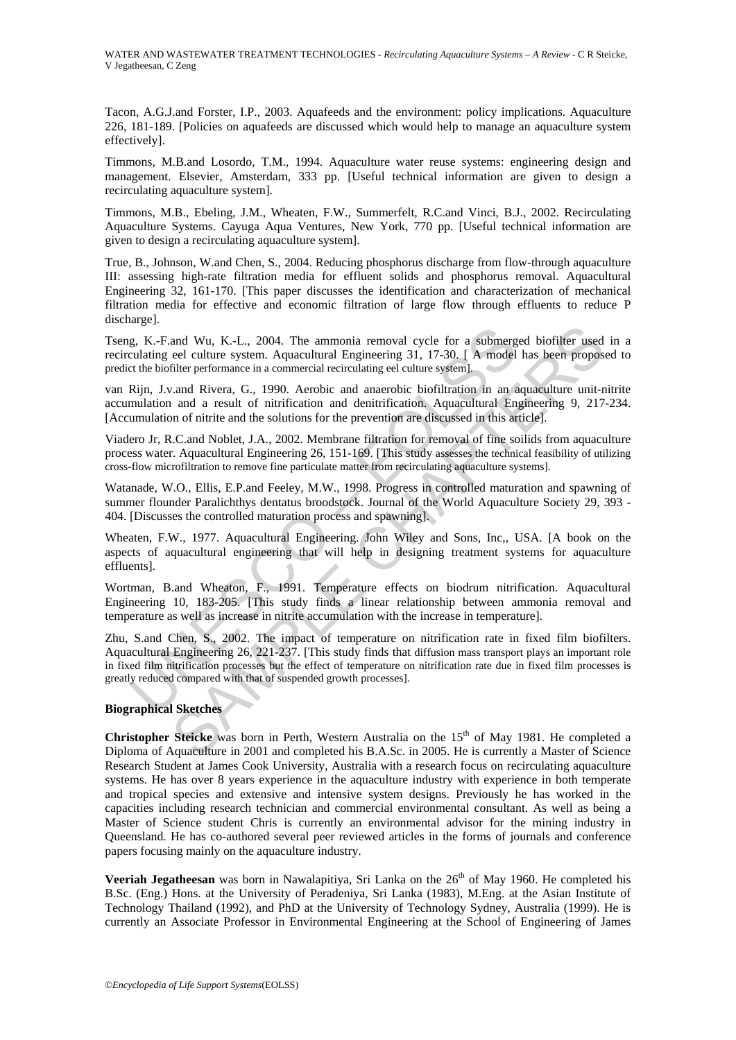Tacon, A.G.J.and Forster, I.P., 2003. Aquafeeds and the environment: policy implications. Aquaculture 226, 181-189. [Policies on aquafeeds are discussed which would help to manage an aquaculture system effectively].

Timmons, M.B.and Losordo, T.M., 1994. Aquaculture water reuse systems: engineering design and management. Elsevier, Amsterdam, 333 pp. [Useful technical information are given to design a recirculating aquaculture system].

Timmons, M.B., Ebeling, J.M., Wheaten, F.W., Summerfelt, R.C.and Vinci, B.J., 2002. Recirculating Aquaculture Systems. Cayuga Aqua Ventures, New York, 770 pp. [Useful technical information are given to design a recirculating aquaculture system].

True, B., Johnson, W.and Chen, S., 2004. Reducing phosphorus discharge from flow-through aquaculture III: assessing high-rate filtration media for effluent solids and phosphorus removal. Aquacultural Engineering 32, 161-170. [This paper discusses the identification and characterization of mechanical filtration media for effective and economic filtration of large flow through effluents to reduce P discharge].

Tseng, K.-F.and Wu, K.-L., 2004. The ammonia removal cycle for a submerged biofilter used in a recirculating eel culture system. Aquacultural Engineering 31, 17-30. [ A model has been proposed to predict the biofilter performance in a commercial recirculating eel culture system].

van Rijn, J.v.and Rivera, G., 1990. Aerobic and anaerobic biofiltration in an aquaculture unit-nitrite accumulation and a result of nitrification and denitrification. Aquacultural Engineering 9, 217-234. [Accumulation of nitrite and the solutions for the prevention are discussed in this article].

Viadero Jr, R.C.and Noblet, J.A., 2002. Membrane filtration for removal of fine soilids from aquaculture process water. Aquacultural Engineering 26, 151-169. [This study assesses the technical feasibility of utilizing cross-flow microfiltration to remove fine particulate matter from recirculating aquaculture systems].

Watanade, W.O., Ellis, E.P.and Feeley, M.W., 1998. Progress in controlled maturation and spawning of summer flounder Paralichthys dentatus broodstock. Journal of the World Aquaculture Society 29, 393 - 404. [Discusses the controlled maturation process and spawning].

Wheaten, F.W., 1977. Aquacultural Engineering. John Wiley and Sons, Inc,, USA. [A book on the aspects of aquacultural engineering that will help in designing treatment systems for aquaculture effluents].

Wortman, B.and Wheaton, F., 1991. Temperature effects on biodrum nitrification. Aquacultural Engineering 10, 183-205. [This study finds a linear relationship between ammonia removal and temperature as well as increase in nitrite accumulation with the increase in temperature].

Zhu, S.and Chen, S., 2002. The impact of temperature on nitrification rate in fixed film biofilters. Aquacultural Engineering 26, 221-237. [This study finds that diffusion mass transport plays an important role in fixed film nitrification processes but the effect of temperature on nitrification rate due in fixed film processes is greatly reduced compared with that of suspended growth processes].

### Biographical Sketches

**Christopher Steicke** was born in Perth, Western Australia on the 15th of May 1981. He completed a Diploma of Aquaculture in 2001 and completed his B.A.Sc. in 2005. He is currently a Master of Science Research Student at James Cook University, Australia with a research focus on recirculating aquaculture systems. He has over 8 years experience in the aquaculture industry with experience in both temperate and tropical species and extensive and intensive system designs. Previously he has worked in the capacities including research technician and commercial environmental consultant. As well as being a Master of Science student Chris is currently an environmental advisor for the mining industry in Queensland. He has co-authored several peer reviewed articles in the forms of journals and conference papers focusing mainly on the aquaculture industry.

**Veeriah Jegatheesan** was born in Nawalapitiya, Sri Lanka on the 26th of May 1960. He completed his B.Sc. (Eng.) Hons. at the University of Peradeniya, Sri Lanka (1983), M.Eng. at the Asian Institute of Technology Thailand (1992), and PhD at the University of Technology Sydney, Australia (1999). He is currently an Associate Professor in Environmental Engineering at the School of Engineering of James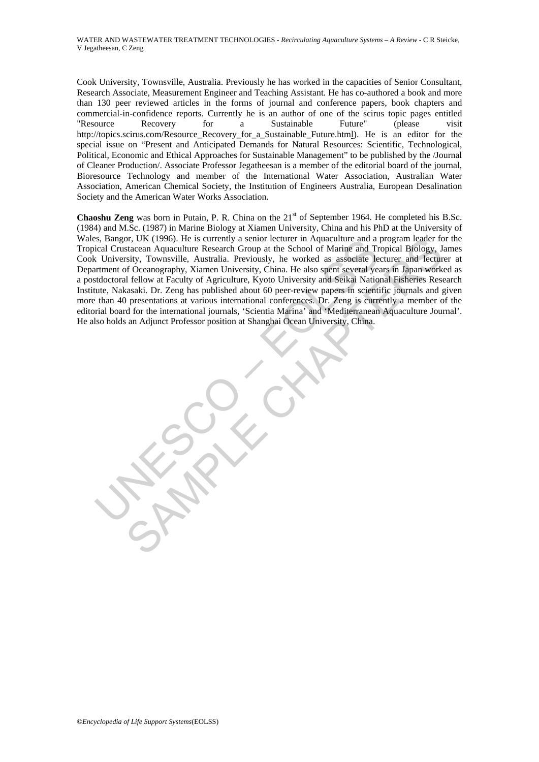Cook University, Townsville, Australia. Previously he has worked in the capacities of Senior Consultant, Research Associate, Measurement Engineer and Teaching Assistant. He has co-authored a book and more than 130 peer reviewed articles in the forms of journal and conference papers, book chapters and commercial-in-confidence reports. Currently he is an author of one of the scirus topic pages entitled "Resource Recovery for a Sustainable Future" (please visit http://topics.scirus.com/Resource_Recovery_for_a_Sustainable_Future.html). He is an editor for the special issue on "Present and Anticipated Demands for Natural Resources: Scientific, Technological, Political, Economic and Ethical Approaches for Sustainable Management" to be published by the /Journal of Cleaner Production/. Associate Professor Jegatheesan is a member of the editorial board of the journal, Bioresource Technology and member of the International Water Association, Australian Water Association, American Chemical Society, the Institution of Engineers Australia, European Desalination Society and the American Water Works Association.

**Chaoshu Zeng** was born in Putain, P. R. China on the 21st of September 1964. He completed his B.Sc. (1984) and M.Sc. (1987) in Marine Biology at Xiamen University, China and his PhD at the University of Wales, Bangor, UK (1996). He is currently a senior lecturer in Aquaculture and a program leader for the Tropical Crustacean Aquaculture Research Group at the School of Marine and Tropical Biology, James Cook University, Townsville, Australia. Previously, he worked as associate lecturer and lecturer at Department of Oceanography, Xiamen University, China. He also spent several years in Japan worked as a postdoctoral fellow at Faculty of Agriculture, Kyoto University and Seikai National Fisheries Research Institute, Nakasaki. Dr. Zeng has published about 60 peer-review papers in scientific journals and given more than 40 presentations at various international conferences. Dr. Zeng is currently a member of the editorial board for the international journals, 'Scientia Marina' and 'Mediterranean Aquaculture Journal'. He also holds an Adjunct Professor position at Shanghai Ocean University, China.